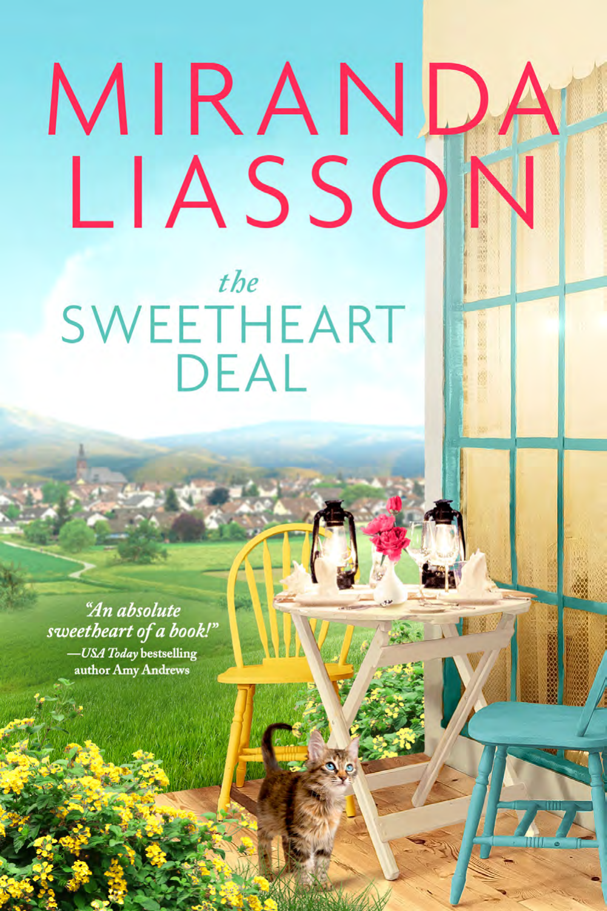# MIRANDA LIASSON

## *the* SWEETHEART DEAL

*"An absolute sweetheart of a book!"*
—*USA Today* bestselling author Amy Andrews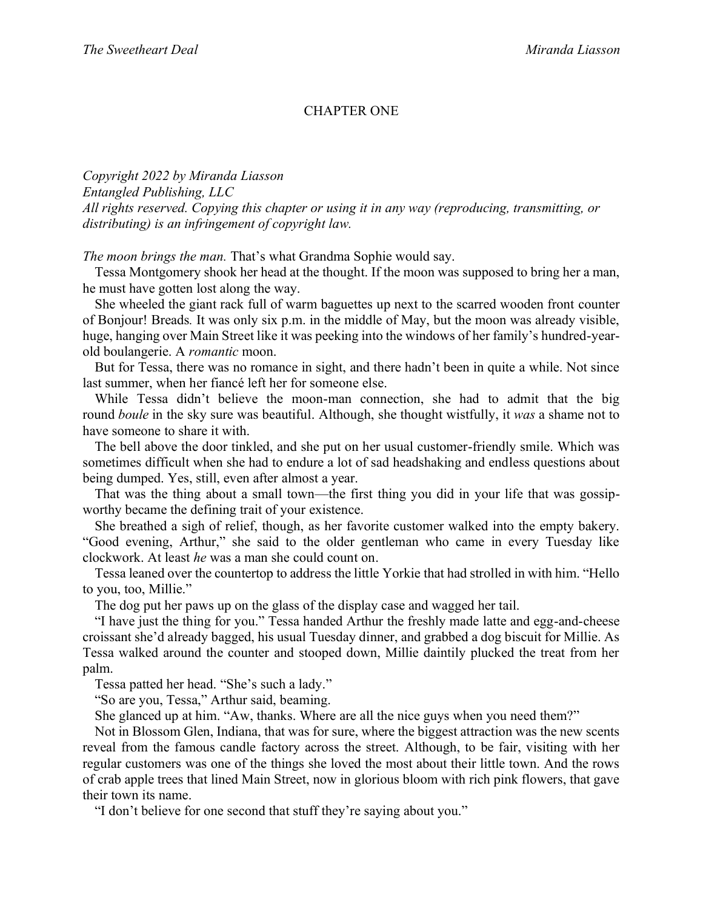# CHAPTER ONE

*Copyright 2022 by Miranda Liasson*
*Entangled Publishing, LLC*
*All rights reserved. Copying this chapter or using it in any way (reproducing, transmitting, or distributing) is an infringement of copyright law.*

*The moon brings the man.* That's what Grandma Sophie would say.

Tessa Montgomery shook her head at the thought. If the moon was supposed to bring her a man, he must have gotten lost along the way.

She wheeled the giant rack full of warm baguettes up next to the scarred wooden front counter of Bonjour! Breads*.* It was only six p.m. in the middle of May, but the moon was already visible, huge, hanging over Main Street like it was peeking into the windows of her family's hundred-year-old boulangerie. A *romantic* moon.

But for Tessa, there was no romance in sight, and there hadn't been in quite a while. Not since last summer, when her fiancé left her for someone else.

While Tessa didn't believe the moon-man connection, she had to admit that the big round *boule* in the sky sure was beautiful. Although, she thought wistfully, it *was* a shame not to have someone to share it with.

The bell above the door tinkled, and she put on her usual customer-friendly smile. Which was sometimes difficult when she had to endure a lot of sad headshaking and endless questions about being dumped. Yes, still, even after almost a year.

That was the thing about a small town—the first thing you did in your life that was gossip-worthy became the defining trait of your existence.

She breathed a sigh of relief, though, as her favorite customer walked into the empty bakery. "Good evening, Arthur," she said to the older gentleman who came in every Tuesday like clockwork. At least *he* was a man she could count on.

Tessa leaned over the countertop to address the little Yorkie that had strolled in with him. "Hello to you, too, Millie."

The dog put her paws up on the glass of the display case and wagged her tail.

"I have just the thing for you." Tessa handed Arthur the freshly made latte and egg-and-cheese croissant she'd already bagged, his usual Tuesday dinner, and grabbed a dog biscuit for Millie. As Tessa walked around the counter and stooped down, Millie daintily plucked the treat from her palm.

Tessa patted her head. "She's such a lady."

"So are you, Tessa," Arthur said, beaming.

She glanced up at him. "Aw, thanks. Where are all the nice guys when you need them?"

Not in Blossom Glen, Indiana, that was for sure, where the biggest attraction was the new scents reveal from the famous candle factory across the street. Although, to be fair, visiting with her regular customers was one of the things she loved the most about their little town. And the rows of crab apple trees that lined Main Street, now in glorious bloom with rich pink flowers, that gave their town its name.

"I don't believe for one second that stuff they're saying about you."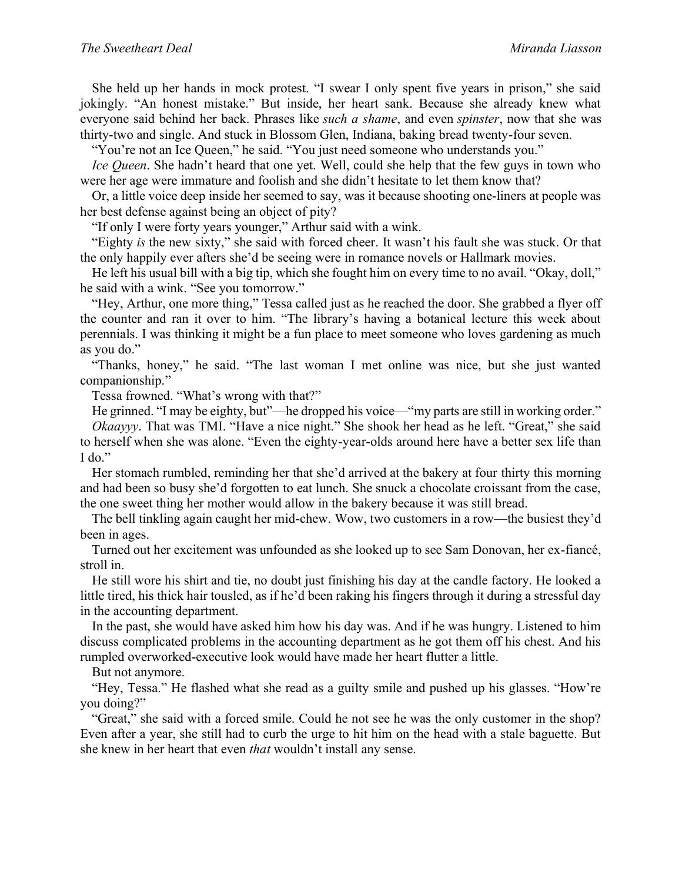She held up her hands in mock protest. "I swear I only spent five years in prison," she said jokingly. "An honest mistake." But inside, her heart sank. Because she already knew what everyone said behind her back. Phrases like *such a shame*, and even *spinster*, now that she was thirty-two and single. And stuck in Blossom Glen, Indiana, baking bread twenty-four seven.

"You're not an Ice Queen," he said. "You just need someone who understands you."

*Ice Queen*. She hadn't heard that one yet. Well, could she help that the few guys in town who were her age were immature and foolish and she didn't hesitate to let them know that?

Or, a little voice deep inside her seemed to say, was it because shooting one-liners at people was her best defense against being an object of pity?

"If only I were forty years younger," Arthur said with a wink.

"Eighty *is* the new sixty," she said with forced cheer. It wasn't his fault she was stuck. Or that the only happily ever afters she'd be seeing were in romance novels or Hallmark movies.

He left his usual bill with a big tip, which she fought him on every time to no avail. "Okay, doll," he said with a wink. "See you tomorrow."

"Hey, Arthur, one more thing," Tessa called just as he reached the door. She grabbed a flyer off the counter and ran it over to him. "The library's having a botanical lecture this week about perennials. I was thinking it might be a fun place to meet someone who loves gardening as much as you do."

"Thanks, honey," he said. "The last woman I met online was nice, but she just wanted companionship."

Tessa frowned. "What's wrong with that?"

He grinned. "I may be eighty, but"—he dropped his voice—"my parts are still in working order."

*Okaayyy*. That was TMI. "Have a nice night." She shook her head as he left. "Great," she said to herself when she was alone. "Even the eighty-year-olds around here have a better sex life than I do."

Her stomach rumbled, reminding her that she'd arrived at the bakery at four thirty this morning and had been so busy she'd forgotten to eat lunch. She snuck a chocolate croissant from the case, the one sweet thing her mother would allow in the bakery because it was still bread.

The bell tinkling again caught her mid-chew. Wow, two customers in a row—the busiest they'd been in ages.

Turned out her excitement was unfounded as she looked up to see Sam Donovan, her ex-fiancé, stroll in.

He still wore his shirt and tie, no doubt just finishing his day at the candle factory. He looked a little tired, his thick hair tousled, as if he'd been raking his fingers through it during a stressful day in the accounting department.

In the past, she would have asked him how his day was. And if he was hungry. Listened to him discuss complicated problems in the accounting department as he got them off his chest. And his rumpled overworked-executive look would have made her heart flutter a little.

But not anymore.

"Hey, Tessa." He flashed what she read as a guilty smile and pushed up his glasses. "How're you doing?"

"Great," she said with a forced smile. Could he not see he was the only customer in the shop? Even after a year, she still had to curb the urge to hit him on the head with a stale baguette. But she knew in her heart that even *that* wouldn't install any sense.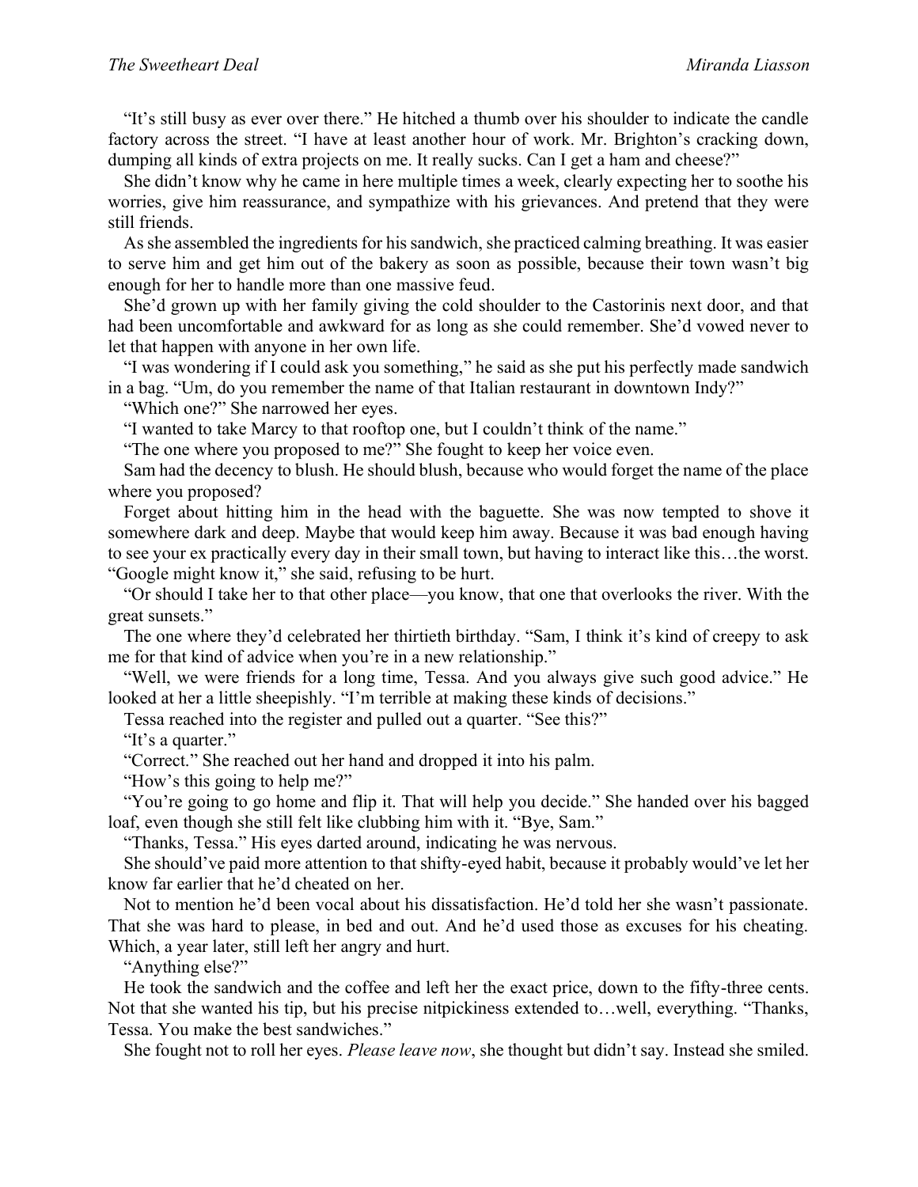"It's still busy as ever over there." He hitched a thumb over his shoulder to indicate the candle factory across the street. "I have at least another hour of work. Mr. Brighton's cracking down, dumping all kinds of extra projects on me. It really sucks. Can I get a ham and cheese?"

She didn't know why he came in here multiple times a week, clearly expecting her to soothe his worries, give him reassurance, and sympathize with his grievances. And pretend that they were still friends.

As she assembled the ingredients for his sandwich, she practiced calming breathing. It was easier to serve him and get him out of the bakery as soon as possible, because their town wasn't big enough for her to handle more than one massive feud.

She'd grown up with her family giving the cold shoulder to the Castorinis next door, and that had been uncomfortable and awkward for as long as she could remember. She'd vowed never to let that happen with anyone in her own life.

"I was wondering if I could ask you something," he said as she put his perfectly made sandwich in a bag. "Um, do you remember the name of that Italian restaurant in downtown Indy?"

"Which one?" She narrowed her eyes.

"I wanted to take Marcy to that rooftop one, but I couldn't think of the name."

"The one where you proposed to me?" She fought to keep her voice even.

Sam had the decency to blush. He should blush, because who would forget the name of the place where you proposed?

Forget about hitting him in the head with the baguette. She was now tempted to shove it somewhere dark and deep. Maybe that would keep him away. Because it was bad enough having to see your ex practically every day in their small town, but having to interact like this…the worst. "Google might know it," she said, refusing to be hurt.

"Or should I take her to that other place—you know, that one that overlooks the river. With the great sunsets."

The one where they'd celebrated her thirtieth birthday. "Sam, I think it's kind of creepy to ask me for that kind of advice when you're in a new relationship."

"Well, we were friends for a long time, Tessa. And you always give such good advice." He looked at her a little sheepishly. "I'm terrible at making these kinds of decisions."

Tessa reached into the register and pulled out a quarter. "See this?"

"It's a quarter."

"Correct." She reached out her hand and dropped it into his palm.

"How's this going to help me?"

"You're going to go home and flip it. That will help you decide." She handed over his bagged loaf, even though she still felt like clubbing him with it. "Bye, Sam."

"Thanks, Tessa." His eyes darted around, indicating he was nervous.

She should've paid more attention to that shifty-eyed habit, because it probably would've let her know far earlier that he'd cheated on her.

Not to mention he'd been vocal about his dissatisfaction. He'd told her she wasn't passionate. That she was hard to please, in bed and out. And he'd used those as excuses for his cheating. Which, a year later, still left her angry and hurt.

"Anything else?"

He took the sandwich and the coffee and left her the exact price, down to the fifty-three cents. Not that she wanted his tip, but his precise nitpickiness extended to…well, everything. "Thanks, Tessa. You make the best sandwiches."

She fought not to roll her eyes. *Please leave now*, she thought but didn't say. Instead she smiled.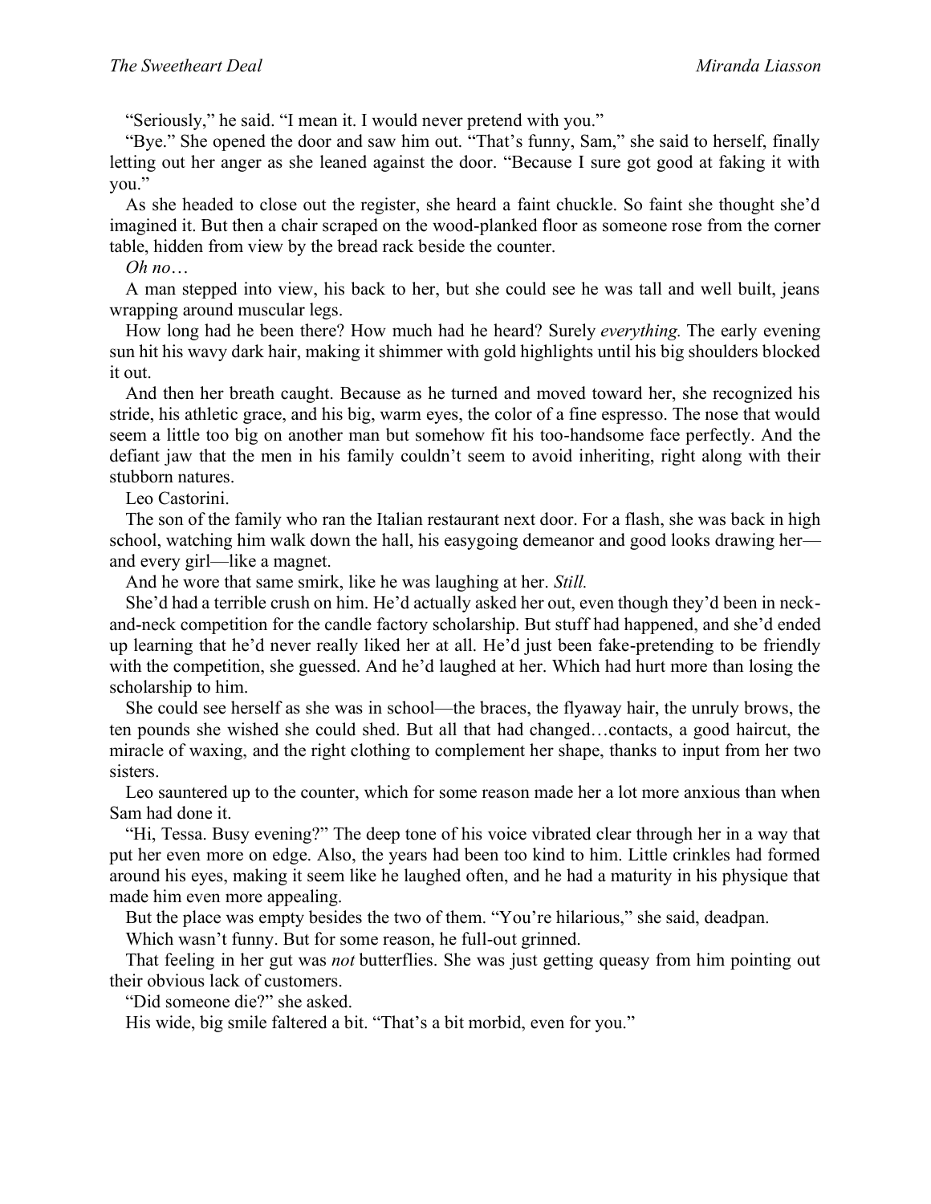"Seriously," he said. "I mean it. I would never pretend with you."

"Bye." She opened the door and saw him out. "That's funny, Sam," she said to herself, finally letting out her anger as she leaned against the door. "Because I sure got good at faking it with you."

As she headed to close out the register, she heard a faint chuckle. So faint she thought she'd imagined it. But then a chair scraped on the wood-planked floor as someone rose from the corner table, hidden from view by the bread rack beside the counter.

*Oh no…*

A man stepped into view, his back to her, but she could see he was tall and well built, jeans wrapping around muscular legs.

How long had he been there? How much had he heard? Surely *everything.* The early evening sun hit his wavy dark hair, making it shimmer with gold highlights until his big shoulders blocked it out.

And then her breath caught. Because as he turned and moved toward her, she recognized his stride, his athletic grace, and his big, warm eyes, the color of a fine espresso. The nose that would seem a little too big on another man but somehow fit his too-handsome face perfectly. And the defiant jaw that the men in his family couldn't seem to avoid inheriting, right along with their stubborn natures.

Leo Castorini.

The son of the family who ran the Italian restaurant next door. For a flash, she was back in high school, watching him walk down the hall, his easygoing demeanor and good looks drawing her—and every girl—like a magnet.

And he wore that same smirk, like he was laughing at her. *Still.*

She'd had a terrible crush on him. He'd actually asked her out, even though they'd been in neck-and-neck competition for the candle factory scholarship. But stuff had happened, and she'd ended up learning that he'd never really liked her at all. He'd just been fake-pretending to be friendly with the competition, she guessed. And he'd laughed at her. Which had hurt more than losing the scholarship to him.

She could see herself as she was in school—the braces, the flyaway hair, the unruly brows, the ten pounds she wished she could shed. But all that had changed…contacts, a good haircut, the miracle of waxing, and the right clothing to complement her shape, thanks to input from her two sisters.

Leo sauntered up to the counter, which for some reason made her a lot more anxious than when Sam had done it.

"Hi, Tessa. Busy evening?" The deep tone of his voice vibrated clear through her in a way that put her even more on edge. Also, the years had been too kind to him. Little crinkles had formed around his eyes, making it seem like he laughed often, and he had a maturity in his physique that made him even more appealing.

But the place was empty besides the two of them. "You're hilarious," she said, deadpan.

Which wasn't funny. But for some reason, he full-out grinned.

That feeling in her gut was *not* butterflies. She was just getting queasy from him pointing out their obvious lack of customers.

"Did someone die?" she asked.

His wide, big smile faltered a bit. "That's a bit morbid, even for you."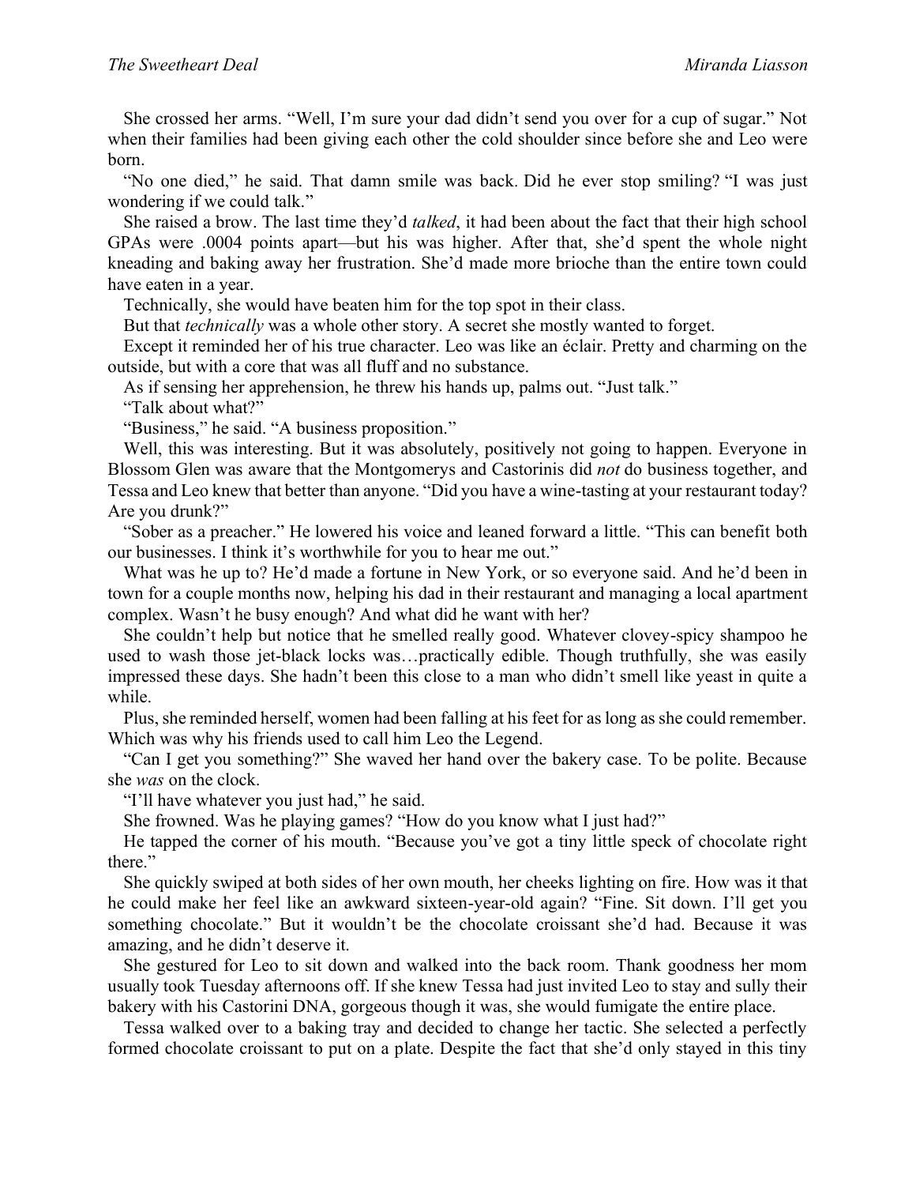She crossed her arms. "Well, I'm sure your dad didn't send you over for a cup of sugar." Not when their families had been giving each other the cold shoulder since before she and Leo were born.

"No one died," he said. That damn smile was back. Did he ever stop smiling? "I was just wondering if we could talk."

She raised a brow. The last time they'd *talked*, it had been about the fact that their high school GPAs were .0004 points apart—but his was higher. After that, she'd spent the whole night kneading and baking away her frustration. She'd made more brioche than the entire town could have eaten in a year.

Technically, she would have beaten him for the top spot in their class.

But that *technically* was a whole other story. A secret she mostly wanted to forget.

Except it reminded her of his true character. Leo was like an éclair. Pretty and charming on the outside, but with a core that was all fluff and no substance.

As if sensing her apprehension, he threw his hands up, palms out. "Just talk."

"Talk about what?"

"Business," he said. "A business proposition."

Well, this was interesting. But it was absolutely, positively not going to happen. Everyone in Blossom Glen was aware that the Montgomerys and Castorinis did *not* do business together, and Tessa and Leo knew that better than anyone. "Did you have a wine-tasting at your restaurant today? Are you drunk?"

"Sober as a preacher." He lowered his voice and leaned forward a little. "This can benefit both our businesses. I think it's worthwhile for you to hear me out."

What was he up to? He'd made a fortune in New York, or so everyone said. And he'd been in town for a couple months now, helping his dad in their restaurant and managing a local apartment complex. Wasn't he busy enough? And what did he want with her?

She couldn't help but notice that he smelled really good. Whatever clovey-spicy shampoo he used to wash those jet-black locks was…practically edible. Though truthfully, she was easily impressed these days. She hadn't been this close to a man who didn't smell like yeast in quite a while.

Plus, she reminded herself, women had been falling at his feet for as long as she could remember. Which was why his friends used to call him Leo the Legend.

"Can I get you something?" She waved her hand over the bakery case. To be polite. Because she *was* on the clock.

"I'll have whatever you just had," he said.

She frowned. Was he playing games? "How do you know what I just had?"

He tapped the corner of his mouth. "Because you've got a tiny little speck of chocolate right there."

She quickly swiped at both sides of her own mouth, her cheeks lighting on fire. How was it that he could make her feel like an awkward sixteen-year-old again? "Fine. Sit down. I'll get you something chocolate." But it wouldn't be the chocolate croissant she'd had. Because it was amazing, and he didn't deserve it.

She gestured for Leo to sit down and walked into the back room. Thank goodness her mom usually took Tuesday afternoons off. If she knew Tessa had just invited Leo to stay and sully their bakery with his Castorini DNA, gorgeous though it was, she would fumigate the entire place.

Tessa walked over to a baking tray and decided to change her tactic. She selected a perfectly formed chocolate croissant to put on a plate. Despite the fact that she'd only stayed in this tiny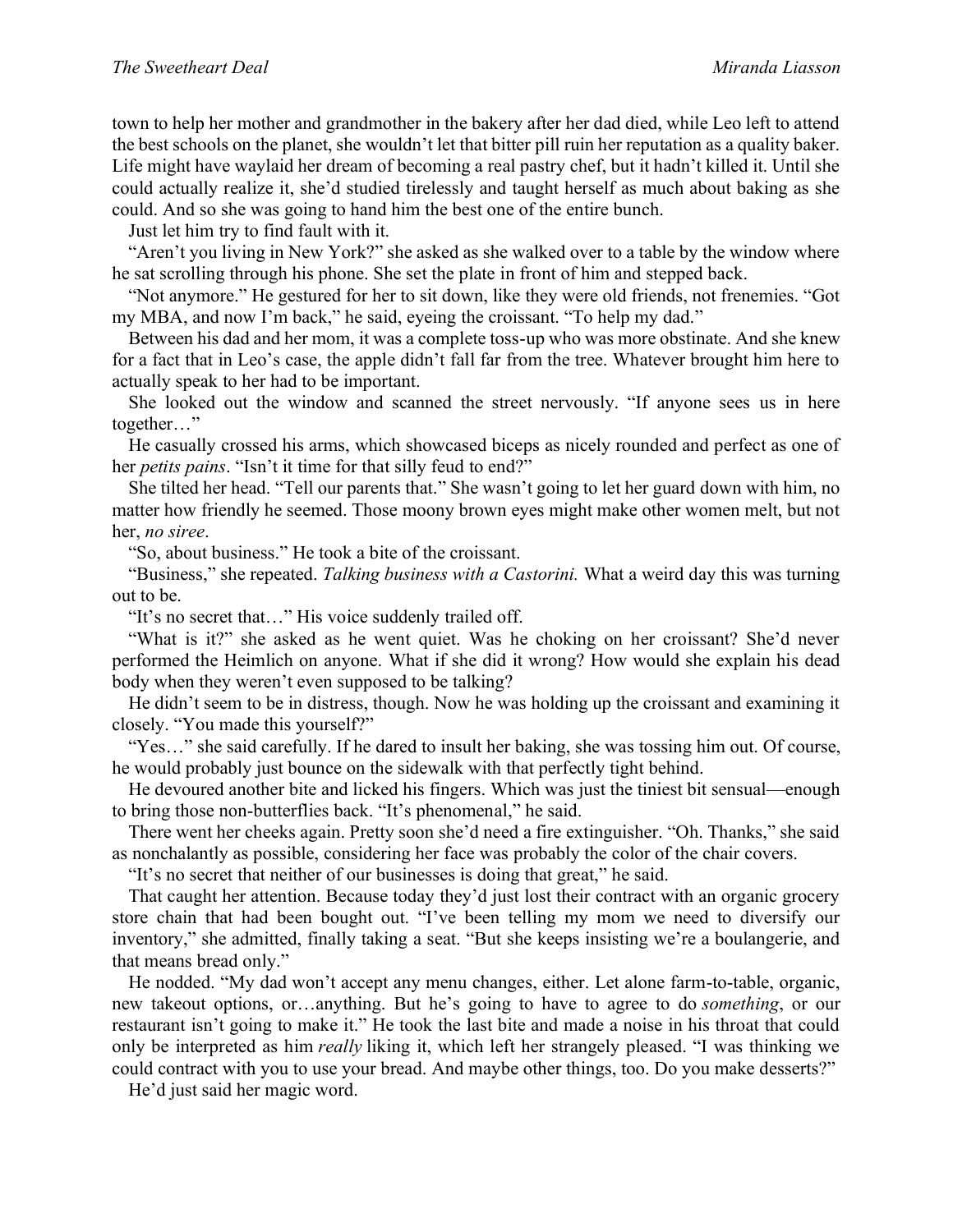town to help her mother and grandmother in the bakery after her dad died, while Leo left to attend the best schools on the planet, she wouldn't let that bitter pill ruin her reputation as a quality baker. Life might have waylaid her dream of becoming a real pastry chef, but it hadn't killed it. Until she could actually realize it, she'd studied tirelessly and taught herself as much about baking as she could. And so she was going to hand him the best one of the entire bunch.

Just let him try to find fault with it.

"Aren't you living in New York?" she asked as she walked over to a table by the window where he sat scrolling through his phone. She set the plate in front of him and stepped back.

"Not anymore." He gestured for her to sit down, like they were old friends, not frenemies. "Got my MBA, and now I'm back," he said, eyeing the croissant. "To help my dad."

Between his dad and her mom, it was a complete toss-up who was more obstinate. And she knew for a fact that in Leo's case, the apple didn't fall far from the tree. Whatever brought him here to actually speak to her had to be important.

She looked out the window and scanned the street nervously. "If anyone sees us in here together…"

He casually crossed his arms, which showcased biceps as nicely rounded and perfect as one of her *petits pains*. "Isn't it time for that silly feud to end?"

She tilted her head. "Tell our parents that." She wasn't going to let her guard down with him, no matter how friendly he seemed. Those moony brown eyes might make other women melt, but not her, *no siree*.

"So, about business." He took a bite of the croissant.

"Business," she repeated. *Talking business with a Castorini.* What a weird day this was turning out to be.

"It's no secret that…" His voice suddenly trailed off.

"What is it?" she asked as he went quiet. Was he choking on her croissant? She'd never performed the Heimlich on anyone. What if she did it wrong? How would she explain his dead body when they weren't even supposed to be talking?

He didn't seem to be in distress, though. Now he was holding up the croissant and examining it closely. "You made this yourself?"

"Yes…" she said carefully. If he dared to insult her baking, she was tossing him out. Of course, he would probably just bounce on the sidewalk with that perfectly tight behind.

He devoured another bite and licked his fingers. Which was just the tiniest bit sensual—enough to bring those non-butterflies back. "It's phenomenal," he said.

There went her cheeks again. Pretty soon she'd need a fire extinguisher. "Oh. Thanks," she said as nonchalantly as possible, considering her face was probably the color of the chair covers.

"It's no secret that neither of our businesses is doing that great," he said.

That caught her attention. Because today they'd just lost their contract with an organic grocery store chain that had been bought out. "I've been telling my mom we need to diversify our inventory," she admitted, finally taking a seat. "But she keeps insisting we're a boulangerie, and that means bread only."

He nodded. "My dad won't accept any menu changes, either. Let alone farm-to-table, organic, new takeout options, or…anything. But he's going to have to agree to do *something*, or our restaurant isn't going to make it." He took the last bite and made a noise in his throat that could only be interpreted as him *really* liking it, which left her strangely pleased. "I was thinking we could contract with you to use your bread. And maybe other things, too. Do you make desserts?"

He'd just said her magic word.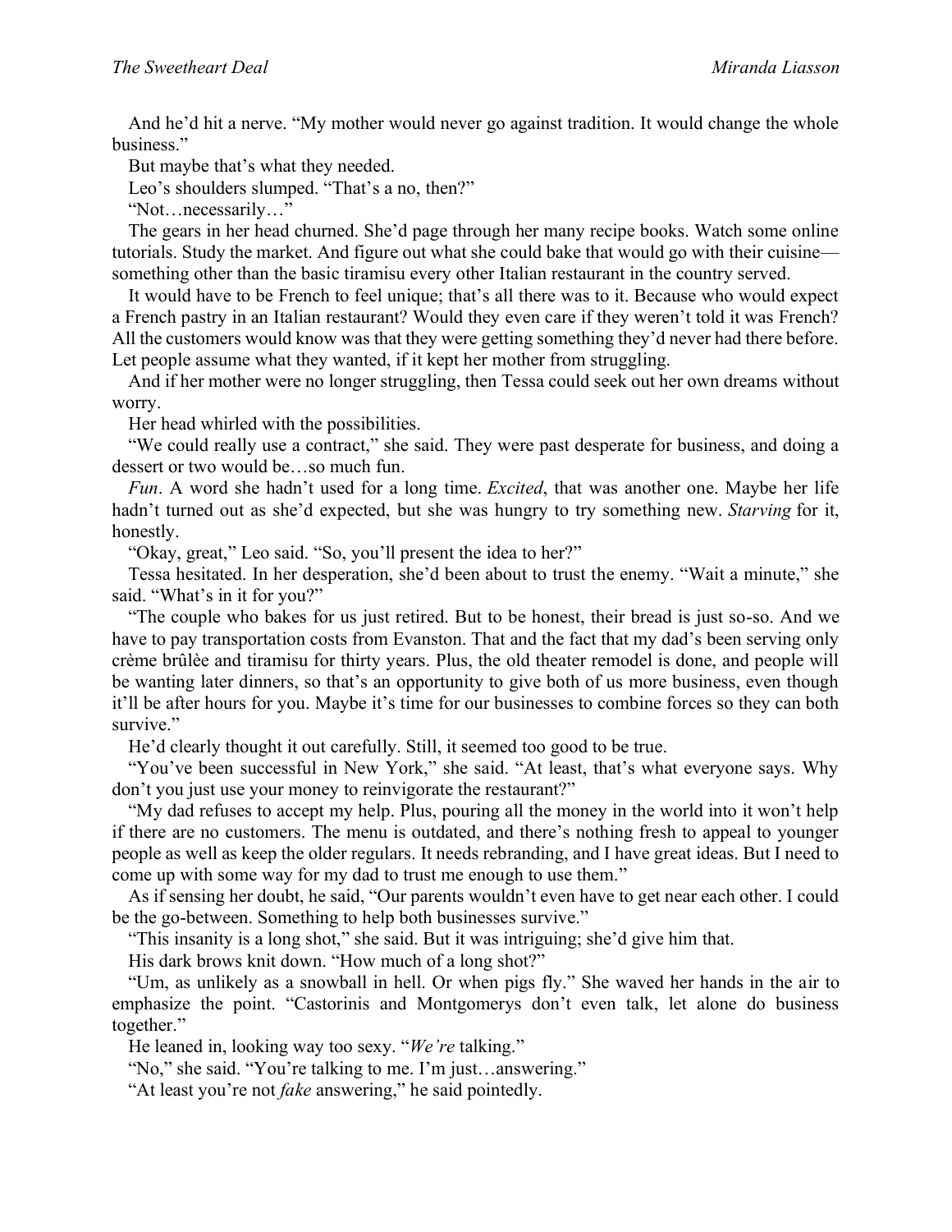And he'd hit a nerve. "My mother would never go against tradition. It would change the whole business."

But maybe that's what they needed.

Leo's shoulders slumped. "That's a no, then?"

"Not…necessarily…"

The gears in her head churned. She'd page through her many recipe books. Watch some online tutorials. Study the market. And figure out what she could bake that would go with their cuisine—something other than the basic tiramisu every other Italian restaurant in the country served.

It would have to be French to feel unique; that's all there was to it. Because who would expect a French pastry in an Italian restaurant? Would they even care if they weren't told it was French? All the customers would know was that they were getting something they'd never had there before. Let people assume what they wanted, if it kept her mother from struggling.

And if her mother were no longer struggling, then Tessa could seek out her own dreams without worry.

Her head whirled with the possibilities.

"We could really use a contract," she said. They were past desperate for business, and doing a dessert or two would be…so much fun.

*Fun*. A word she hadn't used for a long time. *Excited*, that was another one. Maybe her life hadn't turned out as she'd expected, but she was hungry to try something new. *Starving* for it, honestly.

"Okay, great," Leo said. "So, you'll present the idea to her?"

Tessa hesitated. In her desperation, she'd been about to trust the enemy. "Wait a minute," she said. "What's in it for you?"

"The couple who bakes for us just retired. But to be honest, their bread is just so-so. And we have to pay transportation costs from Evanston. That and the fact that my dad's been serving only crème brûlèe and tiramisu for thirty years. Plus, the old theater remodel is done, and people will be wanting later dinners, so that's an opportunity to give both of us more business, even though it'll be after hours for you. Maybe it's time for our businesses to combine forces so they can both survive."

He'd clearly thought it out carefully. Still, it seemed too good to be true.

"You've been successful in New York," she said. "At least, that's what everyone says. Why don't you just use your money to reinvigorate the restaurant?"

"My dad refuses to accept my help. Plus, pouring all the money in the world into it won't help if there are no customers. The menu is outdated, and there's nothing fresh to appeal to younger people as well as keep the older regulars. It needs rebranding, and I have great ideas. But I need to come up with some way for my dad to trust me enough to use them."

As if sensing her doubt, he said, "Our parents wouldn't even have to get near each other. I could be the go-between. Something to help both businesses survive."

"This insanity is a long shot," she said. But it was intriguing; she'd give him that.

His dark brows knit down. "How much of a long shot?"

"Um, as unlikely as a snowball in hell. Or when pigs fly." She waved her hands in the air to emphasize the point. "Castorinis and Montgomerys don't even talk, let alone do business together."

He leaned in, looking way too sexy. "*We're* talking."

"No," she said. "You're talking to me. I'm just…answering."

"At least you're not *fake* answering," he said pointedly.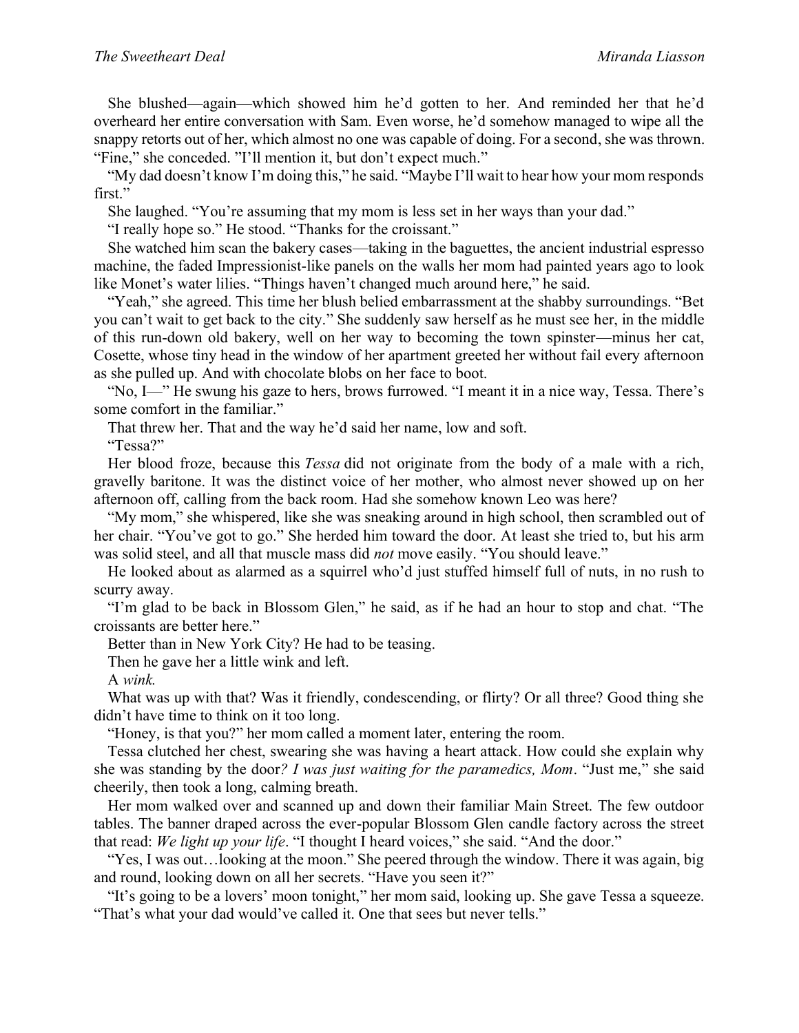She blushed—again—which showed him he'd gotten to her. And reminded her that he'd overheard her entire conversation with Sam. Even worse, he'd somehow managed to wipe all the snappy retorts out of her, which almost no one was capable of doing. For a second, she was thrown. "Fine," she conceded. "I'll mention it, but don't expect much."

"My dad doesn't know I'm doing this," he said. "Maybe I'll wait to hear how your mom responds first."

She laughed. "You're assuming that my mom is less set in her ways than your dad."

"I really hope so." He stood. "Thanks for the croissant."

She watched him scan the bakery cases—taking in the baguettes, the ancient industrial espresso machine, the faded Impressionist-like panels on the walls her mom had painted years ago to look like Monet's water lilies. "Things haven't changed much around here," he said.

"Yeah," she agreed. This time her blush belied embarrassment at the shabby surroundings. "Bet you can't wait to get back to the city." She suddenly saw herself as he must see her, in the middle of this run-down old bakery, well on her way to becoming the town spinster—minus her cat, Cosette, whose tiny head in the window of her apartment greeted her without fail every afternoon as she pulled up. And with chocolate blobs on her face to boot.

"No, I—" He swung his gaze to hers, brows furrowed. "I meant it in a nice way, Tessa. There's some comfort in the familiar."

That threw her. That and the way he'd said her name, low and soft.

"Tessa?"

Her blood froze, because this *Tessa* did not originate from the body of a male with a rich, gravelly baritone. It was the distinct voice of her mother, who almost never showed up on her afternoon off, calling from the back room. Had she somehow known Leo was here?

"My mom," she whispered, like she was sneaking around in high school, then scrambled out of her chair. "You've got to go." She herded him toward the door. At least she tried to, but his arm was solid steel, and all that muscle mass did *not* move easily. "You should leave."

He looked about as alarmed as a squirrel who'd just stuffed himself full of nuts, in no rush to scurry away.

"I'm glad to be back in Blossom Glen," he said, as if he had an hour to stop and chat. "The croissants are better here."

Better than in New York City? He had to be teasing.

Then he gave her a little wink and left.

A *wink.*

What was up with that? Was it friendly, condescending, or flirty? Or all three? Good thing she didn't have time to think on it too long.

"Honey, is that you?" her mom called a moment later, entering the room.

Tessa clutched her chest, swearing she was having a heart attack. How could she explain why she was standing by the door*? I was just waiting for the paramedics, Mom*. "Just me," she said cheerily, then took a long, calming breath.

Her mom walked over and scanned up and down their familiar Main Street. The few outdoor tables. The banner draped across the ever-popular Blossom Glen candle factory across the street that read: *We light up your life*. "I thought I heard voices," she said. "And the door."

"Yes, I was out…looking at the moon." She peered through the window. There it was again, big and round, looking down on all her secrets. "Have you seen it?"

"It's going to be a lovers' moon tonight," her mom said, looking up. She gave Tessa a squeeze. "That's what your dad would've called it. One that sees but never tells."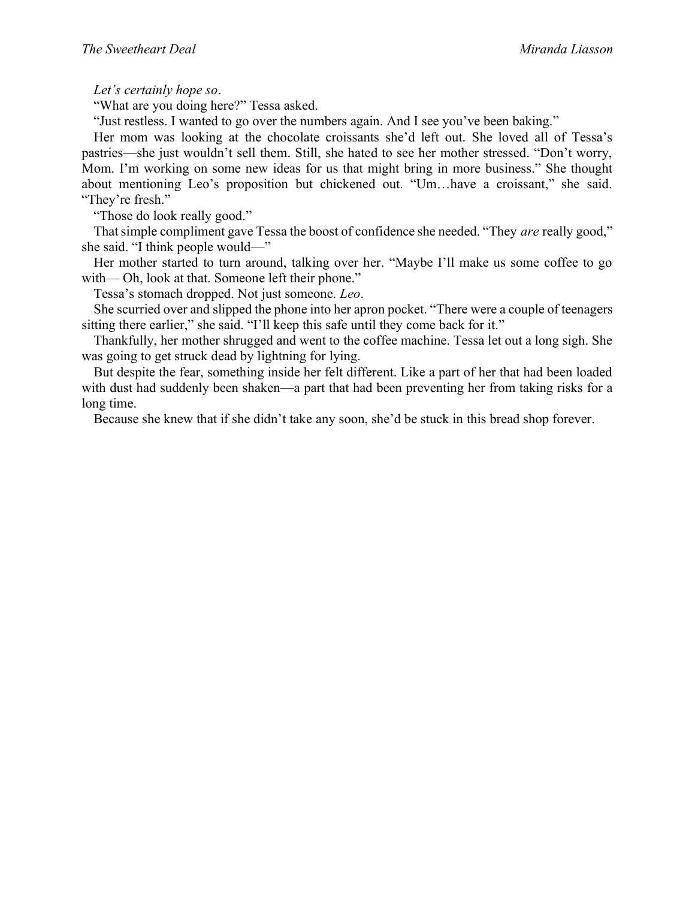*Let's certainly hope so*.

"What are you doing here?" Tessa asked.

"Just restless. I wanted to go over the numbers again. And I see you've been baking."

Her mom was looking at the chocolate croissants she'd left out. She loved all of Tessa's pastries—she just wouldn't sell them. Still, she hated to see her mother stressed. "Don't worry, Mom. I'm working on some new ideas for us that might bring in more business." She thought about mentioning Leo's proposition but chickened out. "Um…have a croissant," she said. "They're fresh."

"Those do look really good."

That simple compliment gave Tessa the boost of confidence she needed. "They *are* really good," she said. "I think people would—"

Her mother started to turn around, talking over her. "Maybe I'll make us some coffee to go with— Oh, look at that. Someone left their phone."

Tessa's stomach dropped. Not just someone. *Leo*.

She scurried over and slipped the phone into her apron pocket. "There were a couple of teenagers sitting there earlier," she said. "I'll keep this safe until they come back for it."

Thankfully, her mother shrugged and went to the coffee machine. Tessa let out a long sigh. She was going to get struck dead by lightning for lying.

But despite the fear, something inside her felt different. Like a part of her that had been loaded with dust had suddenly been shaken—a part that had been preventing her from taking risks for a long time.

Because she knew that if she didn't take any soon, she'd be stuck in this bread shop forever.